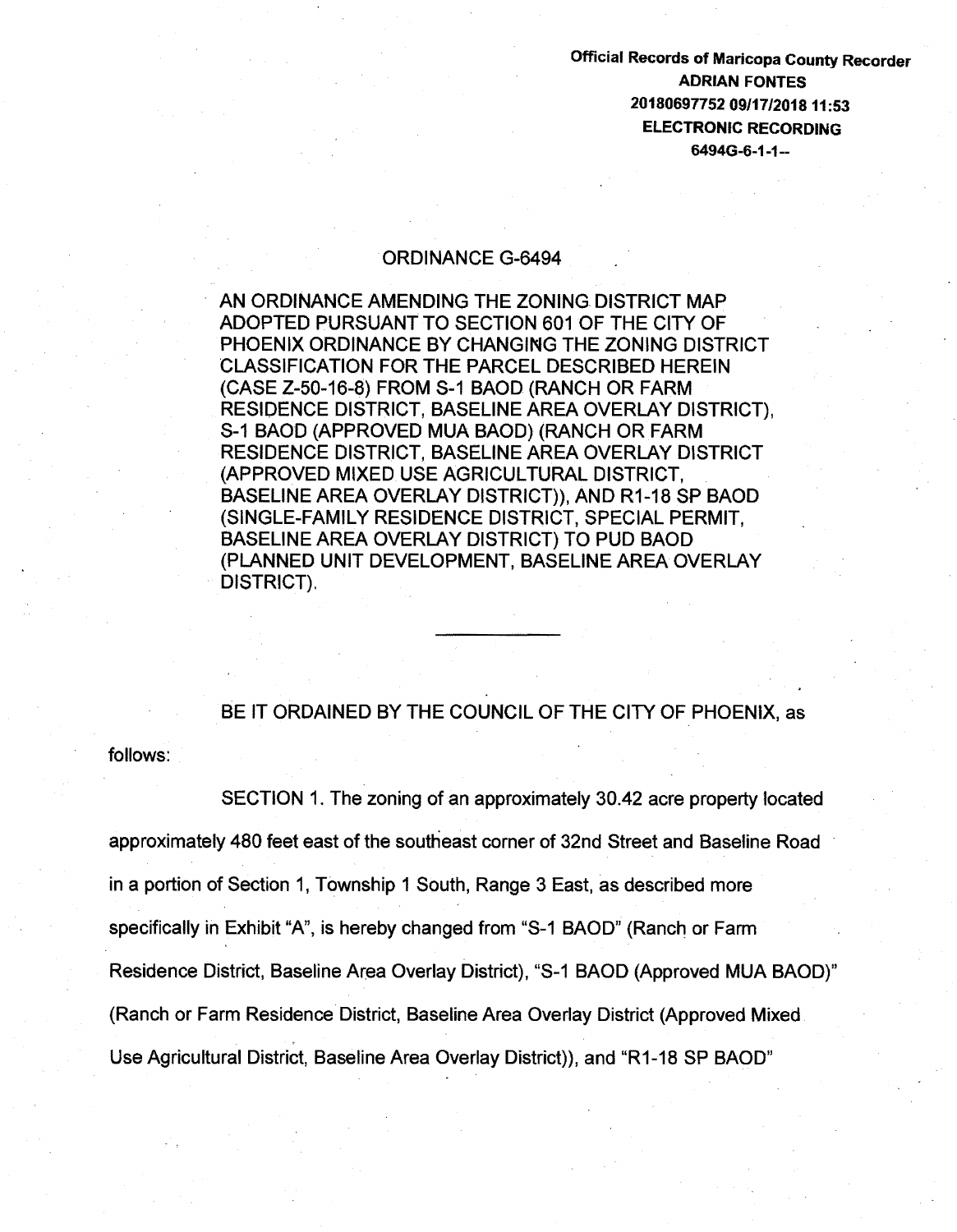**Official Records of Maricopa County Recorder**
**ADRIAN FONTES**
**20180697752 09/17/2018 11:53**
**ELECTRONIC RECORDING**
**6494G-6-1-1--**

# ORDINANCE G-6494

AN ORDINANCE AMENDING THE ZONING DISTRICT MAP ADOPTED PURSUANT TO SECTION 601 OF THE CITY OF PHOENIX ORDINANCE BY CHANGING THE ZONING DISTRICT CLASSIFICATION FOR THE PARCEL DESCRIBED HEREIN (CASE Z-50-16-8) FROM S-1 BAOD (RANCH OR FARM RESIDENCE DISTRICT, BASELINE AREA OVERLAY DISTRICT), S-1 BAOD (APPROVED MUA BAOD) (RANCH OR FARM RESIDENCE DISTRICT, BASELINE AREA OVERLAY DISTRICT (APPROVED MIXED USE AGRICULTURAL DISTRICT, BASELINE AREA OVERLAY DISTRICT)), AND R1-18 SP BAOD (SINGLE-FAMILY RESIDENCE DISTRICT, SPECIAL PERMIT, BASELINE AREA OVERLAY DISTRICT) TO PUD BAOD (PLANNED UNIT DEVELOPMENT, BASELINE AREA OVERLAY DISTRICT).

---

BE IT ORDAINED BY THE COUNCIL OF THE CITY OF PHOENIX, as follows:

SECTION 1. The zoning of an approximately 30.42 acre property located approximately 480 feet east of the southeast corner of 32nd Street and Baseline Road in a portion of Section 1, Township 1 South, Range 3 East, as described more specifically in Exhibit "A", is hereby changed from "S-1 BAOD" (Ranch or Farm Residence District, Baseline Area Overlay District), "S-1 BAOD (Approved MUA BAOD)" (Ranch or Farm Residence District, Baseline Area Overlay District (Approved Mixed Use Agricultural District, Baseline Area Overlay District)), and "R1-18 SP BAOD"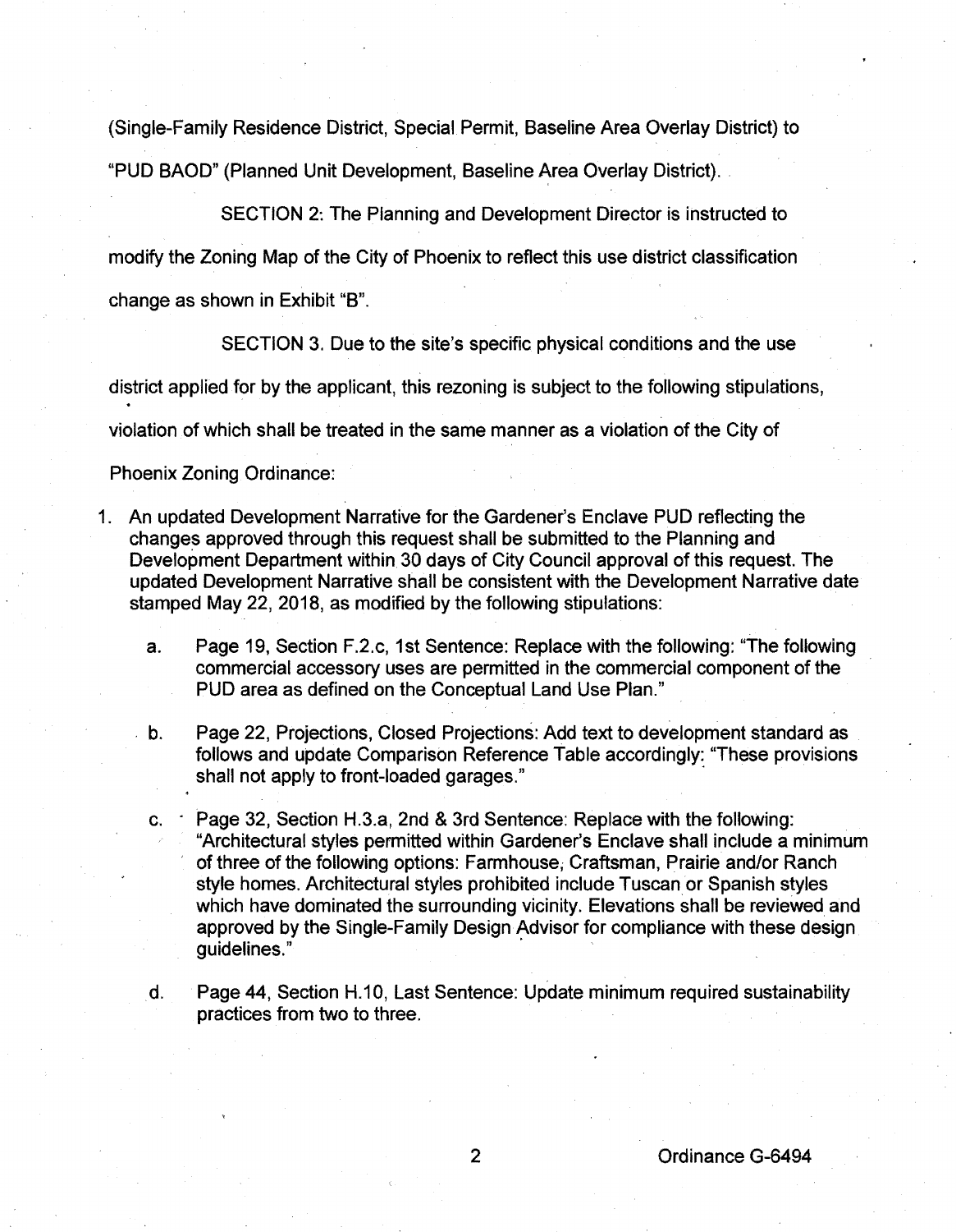(Single-Family Residence District, Special Permit, Baseline Area Overlay District) to "PUD BAOD" (Planned Unit Development, Baseline Area Overlay District).

SECTION 2: The Planning and Development Director is instructed to modify the Zoning Map of the City of Phoenix to reflect this use district classification change as shown in Exhibit "B".

SECTION 3. Due to the site's specific physical conditions and the use district applied for by the applicant, this rezoning is subject to the following stipulations, violation of which shall be treated in the same manner as a violation of the City of Phoenix Zoning Ordinance:

1. An updated Development Narrative for the Gardener's Enclave PUD reflecting the changes approved through this request shall be submitted to the Planning and Development Department within 30 days of City Council approval of this request. The updated Development Narrative shall be consistent with the Development Narrative date stamped May 22, 2018, as modified by the following stipulations:

   a. Page 19, Section F.2.c, 1st Sentence: Replace with the following: "The following commercial accessory uses are permitted in the commercial component of the PUD area as defined on the Conceptual Land Use Plan."

   b. Page 22, Projections, Closed Projections: Add text to development standard as follows and update Comparison Reference Table accordingly: "These provisions shall not apply to front-loaded garages."

   c. Page 32, Section H.3.a, 2nd & 3rd Sentence: Replace with the following: "Architectural styles permitted within Gardener's Enclave shall include a minimum of three of the following options: Farmhouse, Craftsman, Prairie and/or Ranch style homes. Architectural styles prohibited include Tuscan or Spanish styles which have dominated the surrounding vicinity. Elevations shall be reviewed and approved by the Single-Family Design Advisor for compliance with these design guidelines."

   d. Page 44, Section H.10, Last Sentence: Update minimum required sustainability practices from two to three.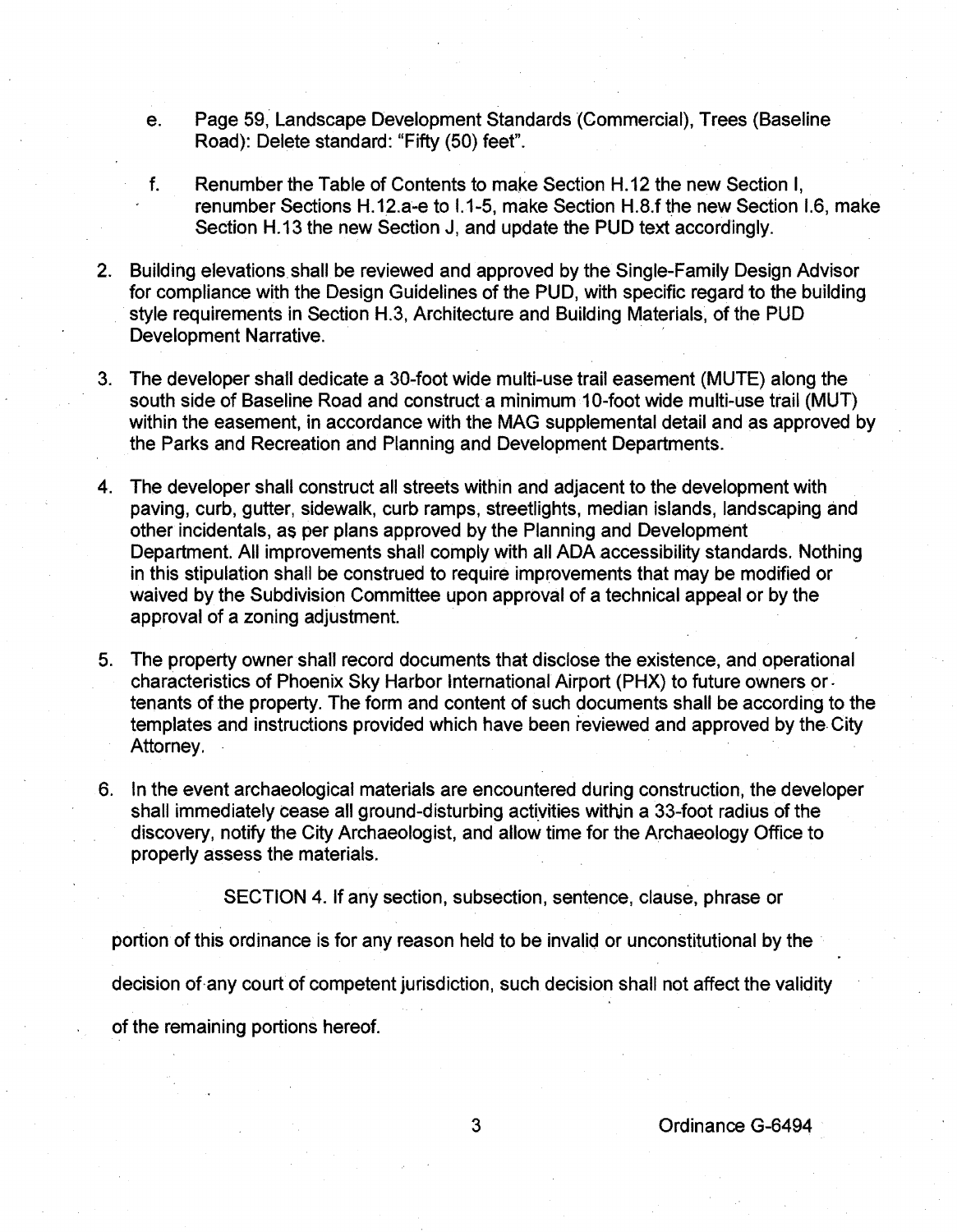e. Page 59, Landscape Development Standards (Commercial), Trees (Baseline Road): Delete standard: "Fifty (50) feet".

f. Renumber the Table of Contents to make Section H.12 the new Section I, renumber Sections H.12.a-e to I.1-5, make Section H.8.f the new Section I.6, make Section H.13 the new Section J, and update the PUD text accordingly.

2. Building elevations shall be reviewed and approved by the Single-Family Design Advisor for compliance with the Design Guidelines of the PUD, with specific regard to the building style requirements in Section H.3, Architecture and Building Materials, of the PUD Development Narrative.

3. The developer shall dedicate a 30-foot wide multi-use trail easement (MUTE) along the south side of Baseline Road and construct a minimum 10-foot wide multi-use trail (MUT) within the easement, in accordance with the MAG supplemental detail and as approved by the Parks and Recreation and Planning and Development Departments.

4. The developer shall construct all streets within and adjacent to the development with paving, curb, gutter, sidewalk, curb ramps, streetlights, median islands, landscaping and other incidentals, as per plans approved by the Planning and Development Department. All improvements shall comply with all ADA accessibility standards. Nothing in this stipulation shall be construed to require improvements that may be modified or waived by the Subdivision Committee upon approval of a technical appeal or by the approval of a zoning adjustment.

5. The property owner shall record documents that disclose the existence, and operational characteristics of Phoenix Sky Harbor International Airport (PHX) to future owners or tenants of the property. The form and content of such documents shall be according to the templates and instructions provided which have been reviewed and approved by the City Attorney.

6. In the event archaeological materials are encountered during construction, the developer shall immediately cease all ground-disturbing activities within a 33-foot radius of the discovery, notify the City Archaeologist, and allow time for the Archaeology Office to properly assess the materials.

SECTION 4. If any section, subsection, sentence, clause, phrase or portion of this ordinance is for any reason held to be invalid or unconstitutional by the decision of any court of competent jurisdiction, such decision shall not affect the validity of the remaining portions hereof.

Ordinance G-6494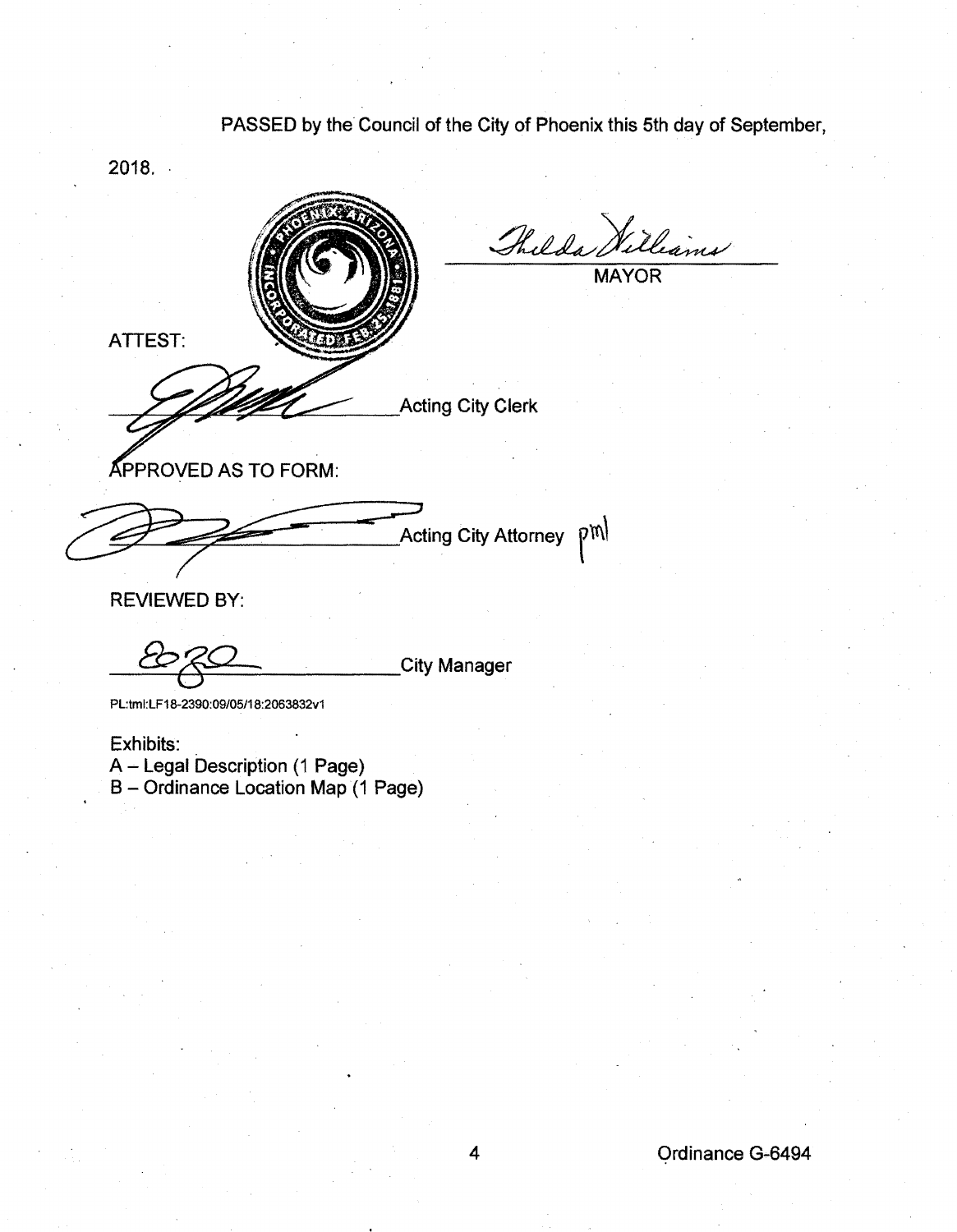PASSED by the Council of the City of Phoenix this 5th day of September, 2018.

MAYOR

ATTEST:

Acting City Clerk

APPROVED AS TO FORM:

Acting City Attorney pml

REVIEWED BY:

City Manager

PL:tml:LF18-2390:09/05/18:2063832v1

Exhibits:
A – Legal Description (1 Page)
B – Ordinance Location Map (1 Page)

Ordinance G-6494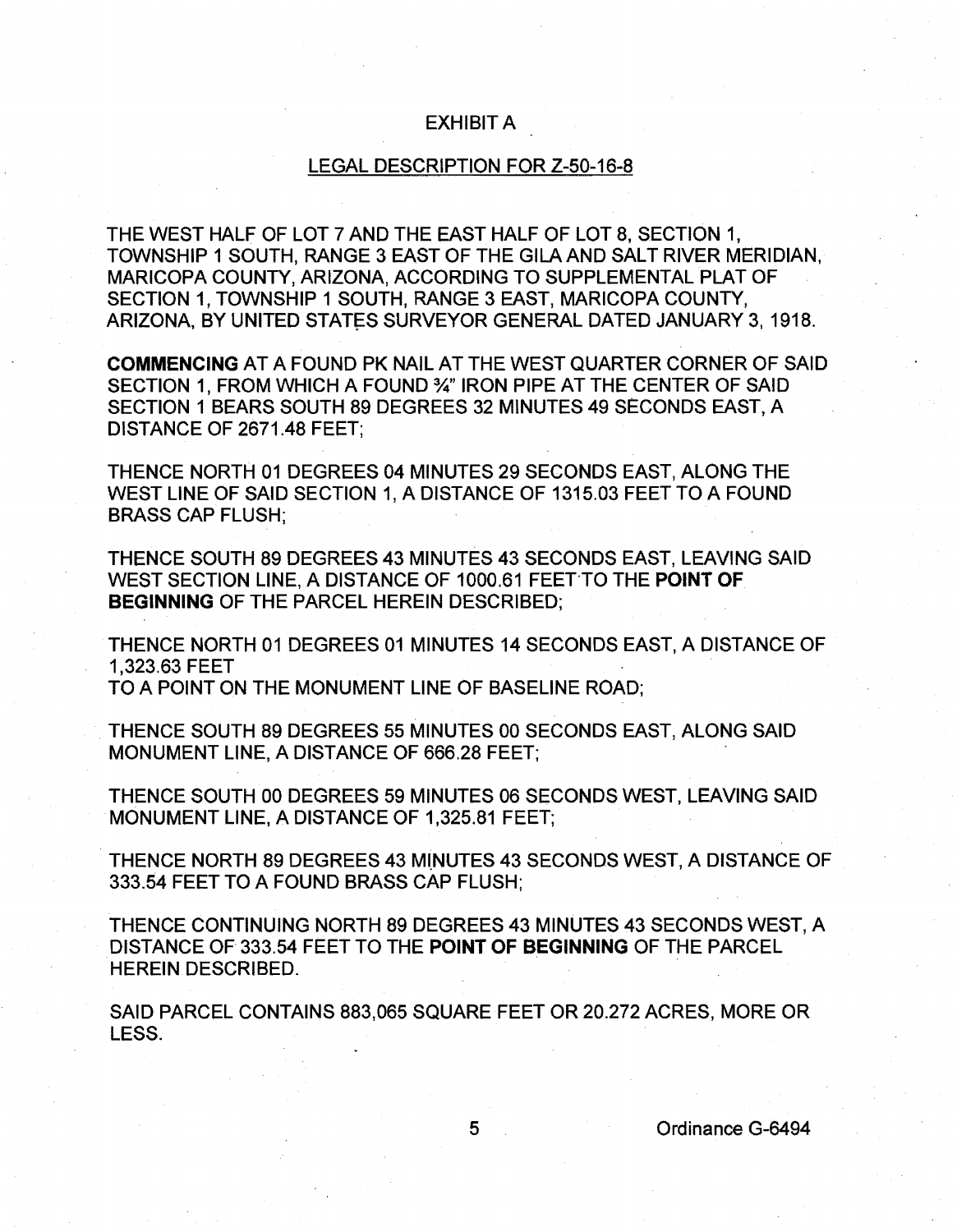# EXHIBIT A

## LEGAL DESCRIPTION FOR Z-50-16-8

THE WEST HALF OF LOT 7 AND THE EAST HALF OF LOT 8, SECTION 1, TOWNSHIP 1 SOUTH, RANGE 3 EAST OF THE GILA AND SALT RIVER MERIDIAN, MARICOPA COUNTY, ARIZONA, ACCORDING TO SUPPLEMENTAL PLAT OF SECTION 1, TOWNSHIP 1 SOUTH, RANGE 3 EAST, MARICOPA COUNTY, ARIZONA, BY UNITED STATES SURVEYOR GENERAL DATED JANUARY 3, 1918.

**COMMENCING** AT A FOUND PK NAIL AT THE WEST QUARTER CORNER OF SAID SECTION 1, FROM WHICH A FOUND ¾" IRON PIPE AT THE CENTER OF SAID SECTION 1 BEARS SOUTH 89 DEGREES 32 MINUTES 49 SECONDS EAST, A DISTANCE OF 2671.48 FEET;

THENCE NORTH 01 DEGREES 04 MINUTES 29 SECONDS EAST, ALONG THE WEST LINE OF SAID SECTION 1, A DISTANCE OF 1315.03 FEET TO A FOUND BRASS CAP FLUSH;

THENCE SOUTH 89 DEGREES 43 MINUTES 43 SECONDS EAST, LEAVING SAID WEST SECTION LINE, A DISTANCE OF 1000.61 FEET TO THE **POINT OF BEGINNING** OF THE PARCEL HEREIN DESCRIBED;

THENCE NORTH 01 DEGREES 01 MINUTES 14 SECONDS EAST, A DISTANCE OF 1,323.63 FEET
TO A POINT ON THE MONUMENT LINE OF BASELINE ROAD;

THENCE SOUTH 89 DEGREES 55 MINUTES 00 SECONDS EAST, ALONG SAID MONUMENT LINE, A DISTANCE OF 666.28 FEET;

THENCE SOUTH 00 DEGREES 59 MINUTES 06 SECONDS WEST, LEAVING SAID MONUMENT LINE, A DISTANCE OF 1,325.81 FEET;

THENCE NORTH 89 DEGREES 43 MINUTES 43 SECONDS WEST, A DISTANCE OF 333.54 FEET TO A FOUND BRASS CAP FLUSH;

THENCE CONTINUING NORTH 89 DEGREES 43 MINUTES 43 SECONDS WEST, A DISTANCE OF 333.54 FEET TO THE **POINT OF BEGINNING** OF THE PARCEL HEREIN DESCRIBED.

SAID PARCEL CONTAINS 883,065 SQUARE FEET OR 20.272 ACRES, MORE OR LESS.

Ordinance G-6494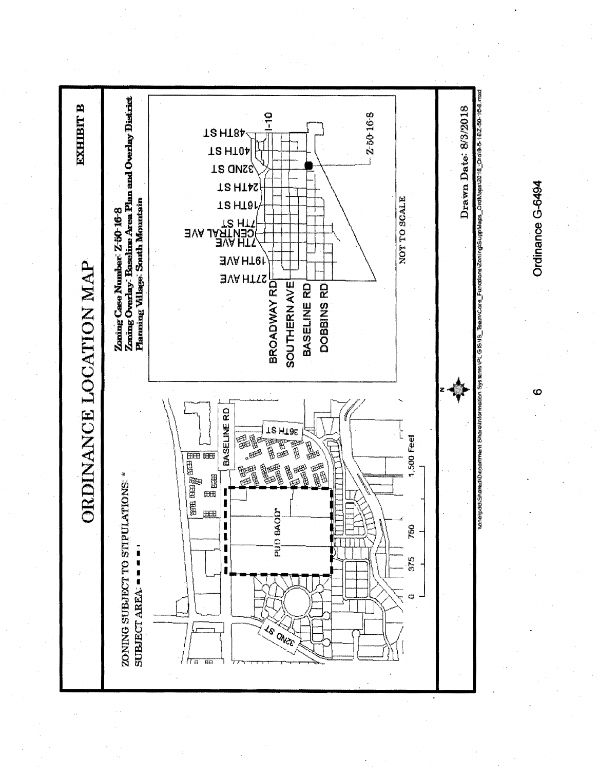# ORDINANCE LOCATION MAP

**EXHIBIT B**

ZONING SUBJECT TO STIPULATIONS: *

SUBJECT AREA: ■ ■ ■ ■ ■

**Zoning Case Number: Z-50-16-8**
**Zoning Overlay: Baseline Area Plan and Overlay District**
**Planning Village: South Mountain**

BASELINE RD
36TH ST
32ND ST
PUD BAOD*

0 375 750 1,500 Feet

BROADWAY RD
SOUTHERN AVE
BASELINE RD
DOBBINS RD
27TH AVE
19TH AVE
7TH AVE
CENTRAL AVE
7TH ST
16TH ST
24TH ST
32ND ST
40TH ST
48TH ST
I-10
Z-50-16-8

NOT TO SCALE

N

Drawn Date: 8/3/2018

\\one\pdd\Shared\Department Share\Information Systems\PL GIS\IS_Team\Core_Functions\Zoning\SuppMaps_OrdMaps\2018_Ord\9-5-18\Z-50-16-8.mxd

Ordinance G-6494